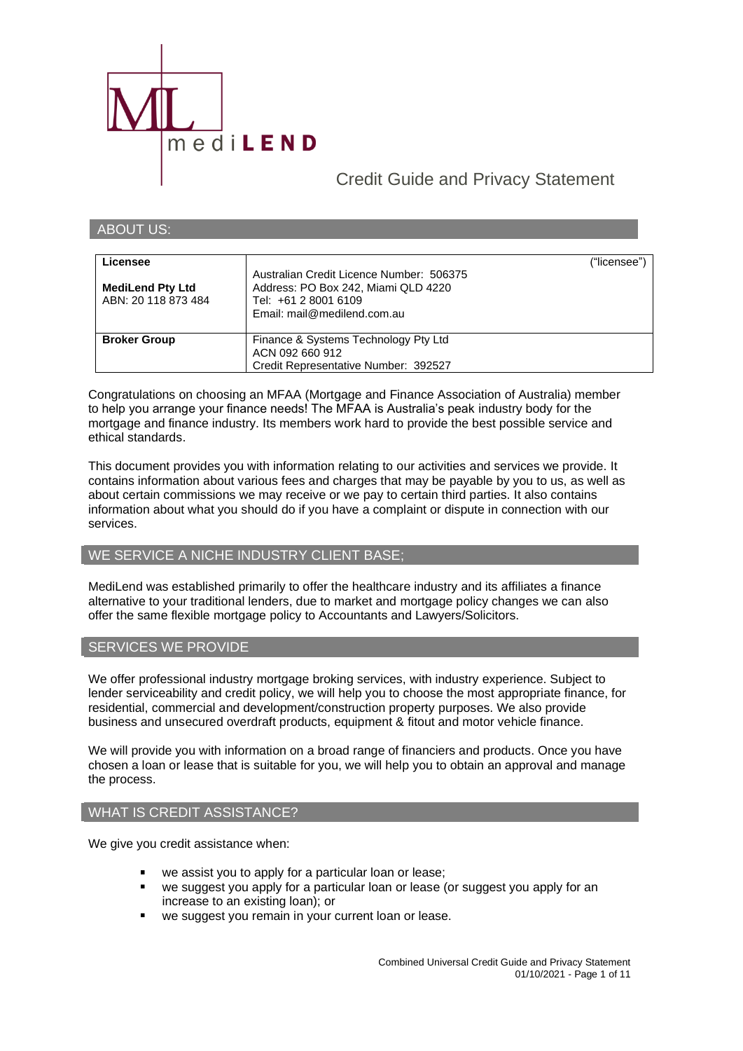# Credit Guide and Privacy Statement

## ABOUT US:

| **Licensee** | ("licensee") |
|---|---|
| **MediLend Pty Ltd**<br>ABN: 20 118 873 484 | Australian Credit Licence Number: 506375<br>Address: PO Box 242, Miami QLD 4220<br>Tel: +61 2 8001 6109<br>Email: mail@medilend.com.au |
| **Broker Group** | Finance & Systems Technology Pty Ltd<br>ACN 092 660 912<br>Credit Representative Number: 392527 |

Congratulations on choosing an MFAA (Mortgage and Finance Association of Australia) member to help you arrange your finance needs! The MFAA is Australia's peak industry body for the mortgage and finance industry. Its members work hard to provide the best possible service and ethical standards.

This document provides you with information relating to our activities and services we provide. It contains information about various fees and charges that may be payable by you to us, as well as about certain commissions we may receive or we pay to certain third parties. It also contains information about what you should do if you have a complaint or dispute in connection with our services.

## WE SERVICE A NICHE INDUSTRY CLIENT BASE;

MediLend was established primarily to offer the healthcare industry and its affiliates a finance alternative to your traditional lenders, due to market and mortgage policy changes we can also offer the same flexible mortgage policy to Accountants and Lawyers/Solicitors.

## SERVICES WE PROVIDE

We offer professional industry mortgage broking services, with industry experience. Subject to lender serviceability and credit policy, we will help you to choose the most appropriate finance, for residential, commercial and development/construction property purposes. We also provide business and unsecured overdraft products, equipment & fitout and motor vehicle finance.

We will provide you with information on a broad range of financiers and products. Once you have chosen a loan or lease that is suitable for you, we will help you to obtain an approval and manage the process.

## WHAT IS CREDIT ASSISTANCE?

We give you credit assistance when:

- we assist you to apply for a particular loan or lease;
- we suggest you apply for a particular loan or lease (or suggest you apply for an increase to an existing loan); or
- we suggest you remain in your current loan or lease.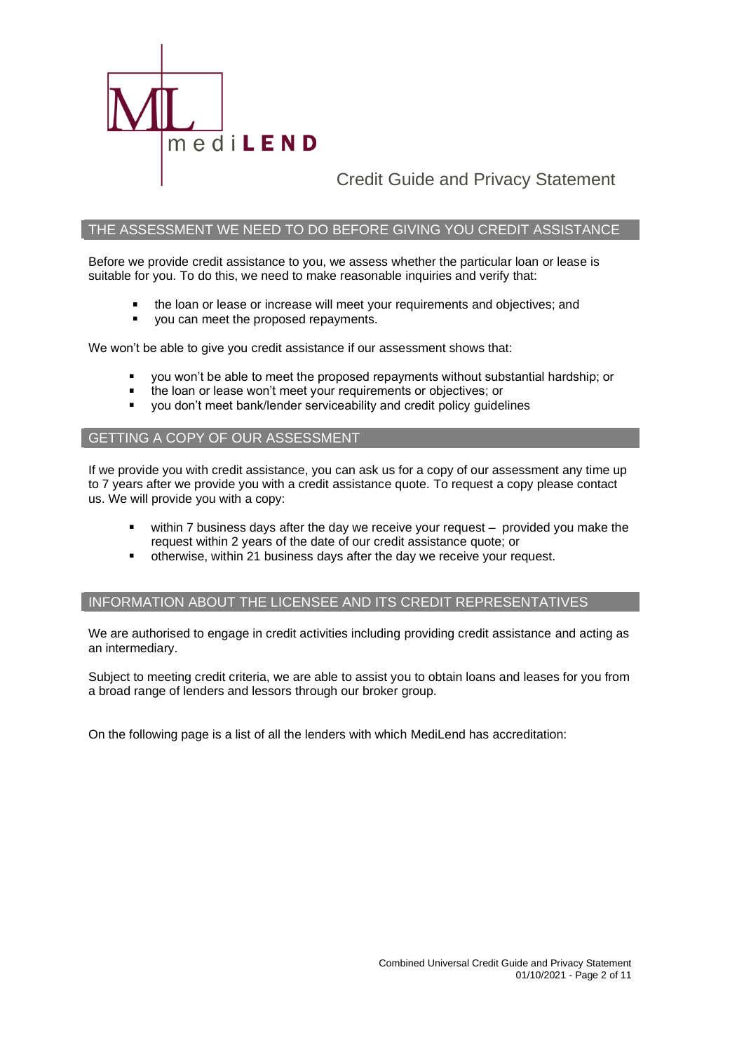# Credit Guide and Privacy Statement

## THE ASSESSMENT WE NEED TO DO BEFORE GIVING YOU CREDIT ASSISTANCE

Before we provide credit assistance to you, we assess whether the particular loan or lease is suitable for you. To do this, we need to make reasonable inquiries and verify that:

- the loan or lease or increase will meet your requirements and objectives; and
- you can meet the proposed repayments.

We won't be able to give you credit assistance if our assessment shows that:

- you won't be able to meet the proposed repayments without substantial hardship; or
- the loan or lease won't meet your requirements or objectives; or
- you don't meet bank/lender serviceability and credit policy guidelines

## GETTING A COPY OF OUR ASSESSMENT

If we provide you with credit assistance, you can ask us for a copy of our assessment any time up to 7 years after we provide you with a credit assistance quote. To request a copy please contact us. We will provide you with a copy:

- within 7 business days after the day we receive your request – provided you make the request within 2 years of the date of our credit assistance quote; or
- otherwise, within 21 business days after the day we receive your request.

## INFORMATION ABOUT THE LICENSEE AND ITS CREDIT REPRESENTATIVES

We are authorised to engage in credit activities including providing credit assistance and acting as an intermediary.

Subject to meeting credit criteria, we are able to assist you to obtain loans and leases for you from a broad range of lenders and lessors through our broker group.

On the following page is a list of all the lenders with which MediLend has accreditation: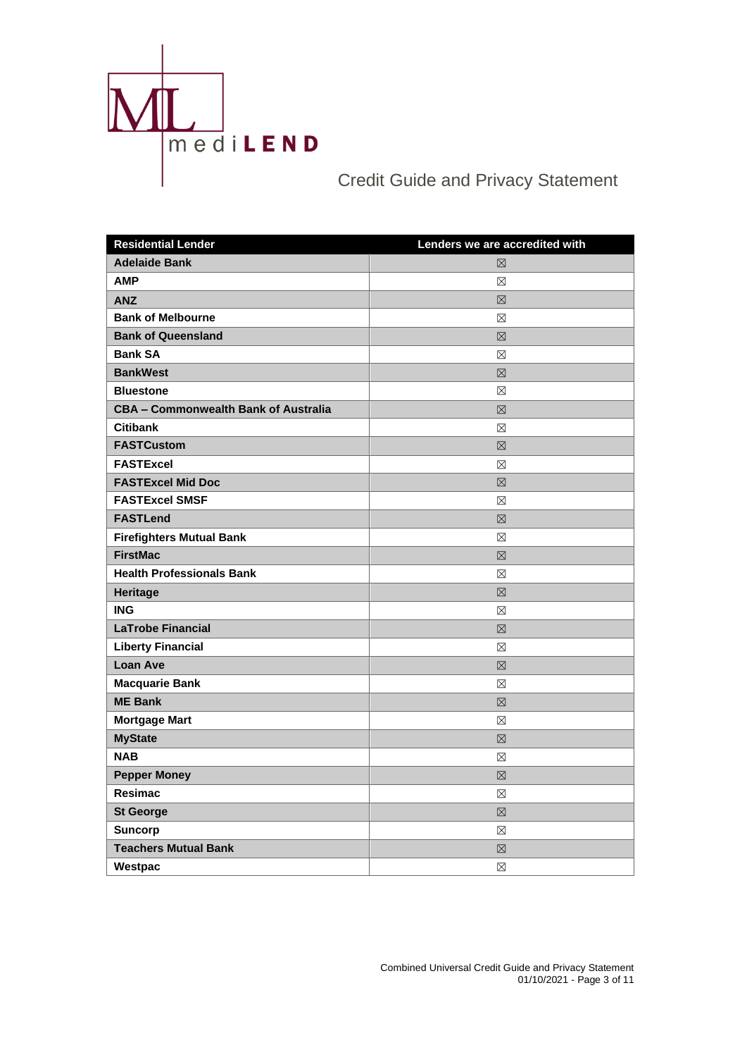| Residential Lender | Lenders we are accredited with |
|---|---|
| **Adelaide Bank** | ☒ |
| **AMP** | ☒ |
| **ANZ** | ☒ |
| **Bank of Melbourne** | ☒ |
| **Bank of Queensland** | ☒ |
| **Bank SA** | ☒ |
| **BankWest** | ☒ |
| **Bluestone** | ☒ |
| **CBA – Commonwealth Bank of Australia** | ☒ |
| **Citibank** | ☒ |
| **FASTCustom** | ☒ |
| **FASTExcel** | ☒ |
| **FASTExcel Mid Doc** | ☒ |
| **FASTExcel SMSF** | ☒ |
| **FASTLend** | ☒ |
| **Firefighters Mutual Bank** | ☒ |
| **FirstMac** | ☒ |
| **Health Professionals Bank** | ☒ |
| **Heritage** | ☒ |
| **ING** | ☒ |
| **LaTrobe Financial** | ☒ |
| **Liberty Financial** | ☒ |
| **Loan Ave** | ☒ |
| **Macquarie Bank** | ☒ |
| **ME Bank** | ☒ |
| **Mortgage Mart** | ☒ |
| **MyState** | ☒ |
| **NAB** | ☒ |
| **Pepper Money** | ☒ |
| **Resimac** | ☒ |
| **St George** | ☒ |
| **Suncorp** | ☒ |
| **Teachers Mutual Bank** | ☒ |
| **Westpac** | ☒ |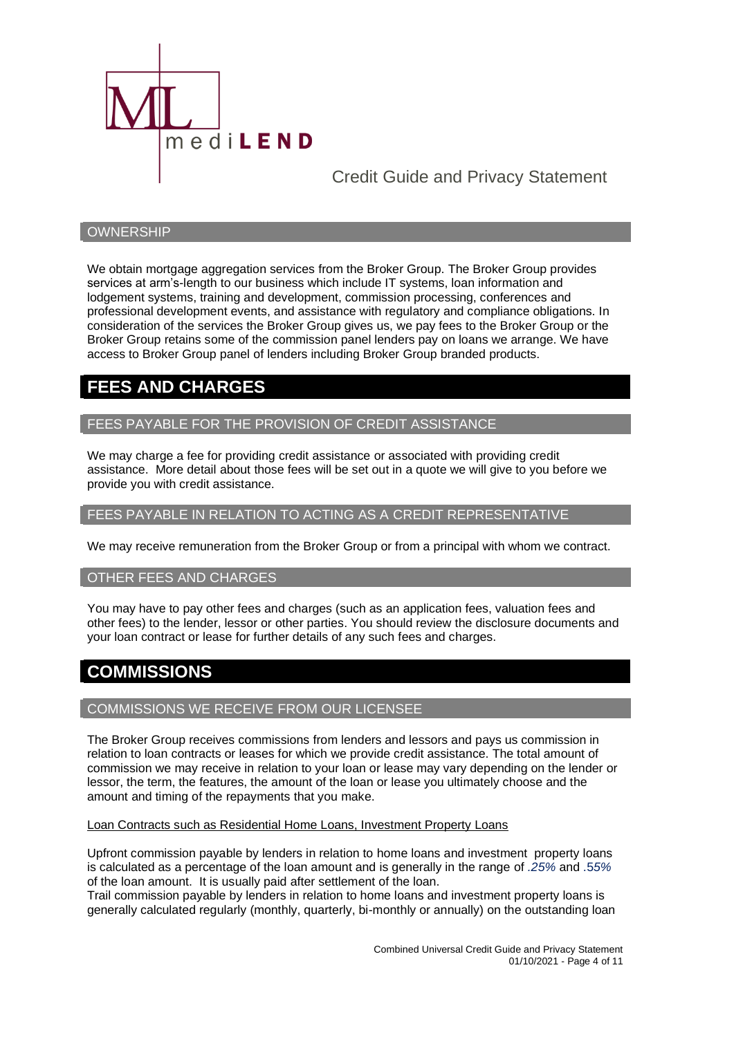Credit Guide and Privacy Statement

### OWNERSHIP

We obtain mortgage aggregation services from the Broker Group. The Broker Group provides services at arm's-length to our business which include IT systems, loan information and lodgement systems, training and development, commission processing, conferences and professional development events, and assistance with regulatory and compliance obligations. In consideration of the services the Broker Group gives us, we pay fees to the Broker Group or the Broker Group retains some of the commission panel lenders pay on loans we arrange. We have access to Broker Group panel of lenders including Broker Group branded products.

## FEES AND CHARGES

### FEES PAYABLE FOR THE PROVISION OF CREDIT ASSISTANCE

We may charge a fee for providing credit assistance or associated with providing credit assistance. More detail about those fees will be set out in a quote we will give to you before we provide you with credit assistance.

### FEES PAYABLE IN RELATION TO ACTING AS A CREDIT REPRESENTATIVE

We may receive remuneration from the Broker Group or from a principal with whom we contract.

### OTHER FEES AND CHARGES

You may have to pay other fees and charges (such as an application fees, valuation fees and other fees) to the lender, lessor or other parties. You should review the disclosure documents and your loan contract or lease for further details of any such fees and charges.

## COMMISSIONS

### COMMISSIONS WE RECEIVE FROM OUR LICENSEE

The Broker Group receives commissions from lenders and lessors and pays us commission in relation to loan contracts or leases for which we provide credit assistance. The total amount of commission we may receive in relation to your loan or lease may vary depending on the lender or lessor, the term, the features, the amount of the loan or lease you ultimately choose and the amount and timing of the repayments that you make.

Loan Contracts such as Residential Home Loans, Investment Property Loans

Upfront commission payable by lenders in relation to home loans and investment property loans is calculated as a percentage of the loan amount and is generally in the range of *.25%* and *.55%* of the loan amount. It is usually paid after settlement of the loan.
Trail commission payable by lenders in relation to home loans and investment property loans is generally calculated regularly (monthly, quarterly, bi-monthly or annually) on the outstanding loan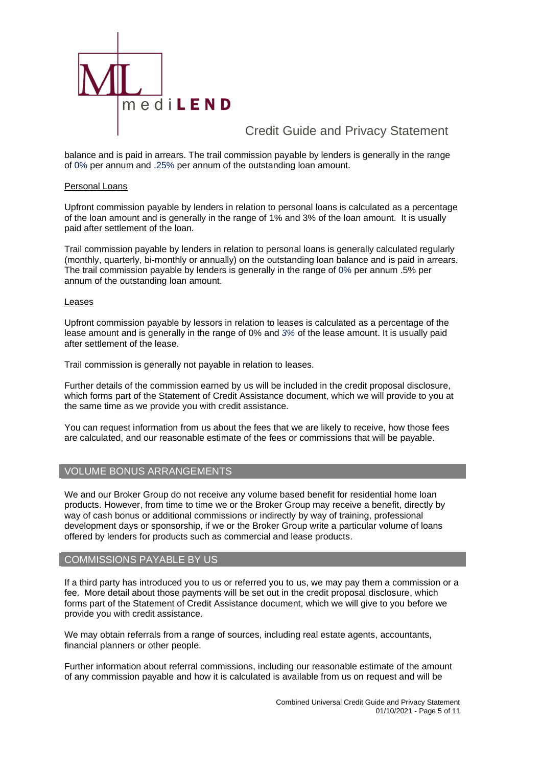balance and is paid in arrears. The trail commission payable by lenders is generally in the range of 0% per annum and .25% per annum of the outstanding loan amount.

<u>Personal Loans</u>

Upfront commission payable by lenders in relation to personal loans is calculated as a percentage of the loan amount and is generally in the range of 1% and 3% of the loan amount. It is usually paid after settlement of the loan.

Trail commission payable by lenders in relation to personal loans is generally calculated regularly (monthly, quarterly, bi-monthly or annually) on the outstanding loan balance and is paid in arrears. The trail commission payable by lenders is generally in the range of 0% per annum .5% per annum of the outstanding loan amount.

<u>Leases</u>

Upfront commission payable by lessors in relation to leases is calculated as a percentage of the lease amount and is generally in the range of 0% and *3%* of the lease amount. It is usually paid after settlement of the lease.

Trail commission is generally not payable in relation to leases.

Further details of the commission earned by us will be included in the credit proposal disclosure, which forms part of the Statement of Credit Assistance document, which we will provide to you at the same time as we provide you with credit assistance.

You can request information from us about the fees that we are likely to receive, how those fees are calculated, and our reasonable estimate of the fees or commissions that will be payable.

## VOLUME BONUS ARRANGEMENTS

We and our Broker Group do not receive any volume based benefit for residential home loan products. However, from time to time we or the Broker Group may receive a benefit, directly by way of cash bonus or additional commissions or indirectly by way of training, professional development days or sponsorship, if we or the Broker Group write a particular volume of loans offered by lenders for products such as commercial and lease products.

## COMMISSIONS PAYABLE BY US

If a third party has introduced you to us or referred you to us, we may pay them a commission or a fee. More detail about those payments will be set out in the credit proposal disclosure, which forms part of the Statement of Credit Assistance document, which we will give to you before we provide you with credit assistance.

We may obtain referrals from a range of sources, including real estate agents, accountants, financial planners or other people.

Further information about referral commissions, including our reasonable estimate of the amount of any commission payable and how it is calculated is available from us on request and will be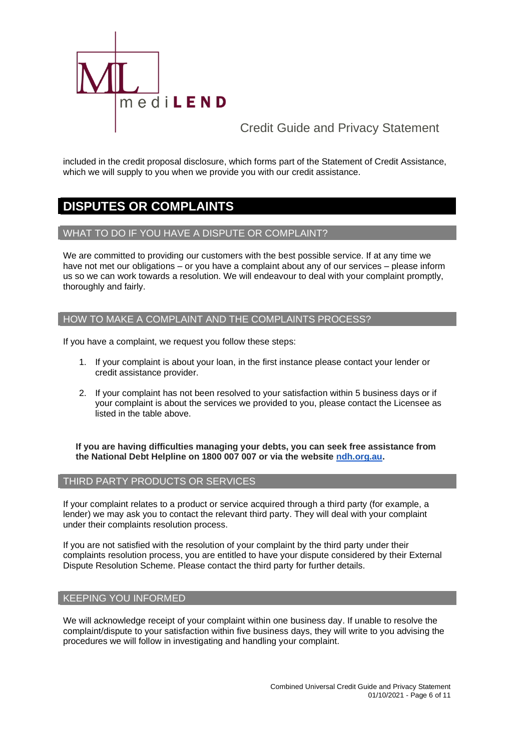included in the credit proposal disclosure, which forms part of the Statement of Credit Assistance, which we will supply to you when we provide you with our credit assistance.

# DISPUTES OR COMPLAINTS

## WHAT TO DO IF YOU HAVE A DISPUTE OR COMPLAINT?

We are committed to providing our customers with the best possible service. If at any time we have not met our obligations – or you have a complaint about any of our services – please inform us so we can work towards a resolution. We will endeavour to deal with your complaint promptly, thoroughly and fairly.

## HOW TO MAKE A COMPLAINT AND THE COMPLAINTS PROCESS?

If you have a complaint, we request you follow these steps:

1. If your complaint is about your loan, in the first instance please contact your lender or credit assistance provider.
2. If your complaint has not been resolved to your satisfaction within 5 business days or if your complaint is about the services we provided to you, please contact the Licensee as listed in the table above.

**If you are having difficulties managing your debts, you can seek free assistance from the National Debt Helpline on 1800 007 007 or via the website [ndh.org.au](ndh.org.au).**

## THIRD PARTY PRODUCTS OR SERVICES

If your complaint relates to a product or service acquired through a third party (for example, a lender) we may ask you to contact the relevant third party. They will deal with your complaint under their complaints resolution process.

If you are not satisfied with the resolution of your complaint by the third party under their complaints resolution process, you are entitled to have your dispute considered by their External Dispute Resolution Scheme. Please contact the third party for further details.

## KEEPING YOU INFORMED

We will acknowledge receipt of your complaint within one business day. If unable to resolve the complaint/dispute to your satisfaction within five business days, they will write to you advising the procedures we will follow in investigating and handling your complaint.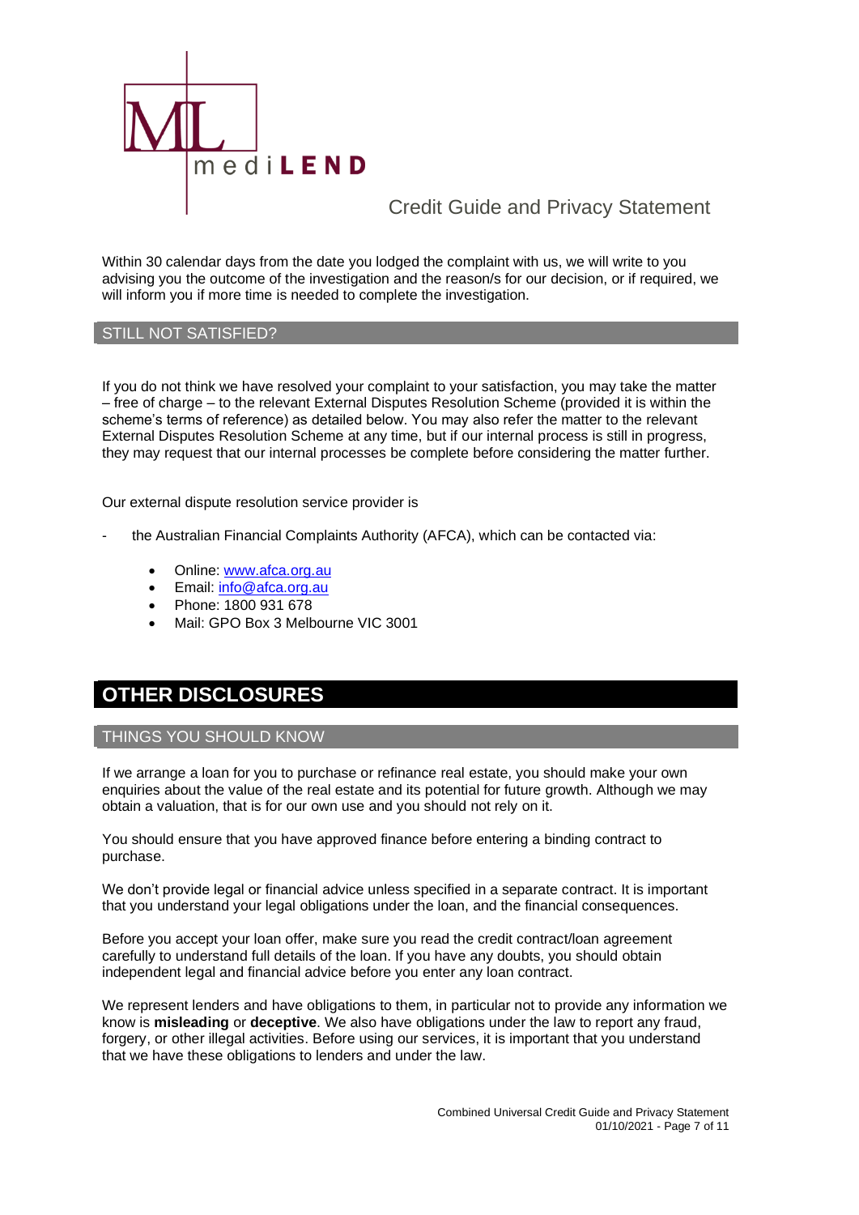Within 30 calendar days from the date you lodged the complaint with us, we will write to you advising you the outcome of the investigation and the reason/s for our decision, or if required, we will inform you if more time is needed to complete the investigation.

### STILL NOT SATISFIED?

If you do not think we have resolved your complaint to your satisfaction, you may take the matter – free of charge – to the relevant External Disputes Resolution Scheme (provided it is within the scheme's terms of reference) as detailed below. You may also refer the matter to the relevant External Disputes Resolution Scheme at any time, but if our internal process is still in progress, they may request that our internal processes be complete before considering the matter further.

Our external dispute resolution service provider is

- the Australian Financial Complaints Authority (AFCA), which can be contacted via:
  - Online: www.afca.org.au
  - Email: info@afca.org.au
  - Phone: 1800 931 678
  - Mail: GPO Box 3 Melbourne VIC 3001

## OTHER DISCLOSURES

### THINGS YOU SHOULD KNOW

If we arrange a loan for you to purchase or refinance real estate, you should make your own enquiries about the value of the real estate and its potential for future growth. Although we may obtain a valuation, that is for our own use and you should not rely on it.

You should ensure that you have approved finance before entering a binding contract to purchase.

We don't provide legal or financial advice unless specified in a separate contract. It is important that you understand your legal obligations under the loan, and the financial consequences.

Before you accept your loan offer, make sure you read the credit contract/loan agreement carefully to understand full details of the loan. If you have any doubts, you should obtain independent legal and financial advice before you enter any loan contract.

We represent lenders and have obligations to them, in particular not to provide any information we know is **misleading** or **deceptive**. We also have obligations under the law to report any fraud, forgery, or other illegal activities. Before using our services, it is important that you understand that we have these obligations to lenders and under the law.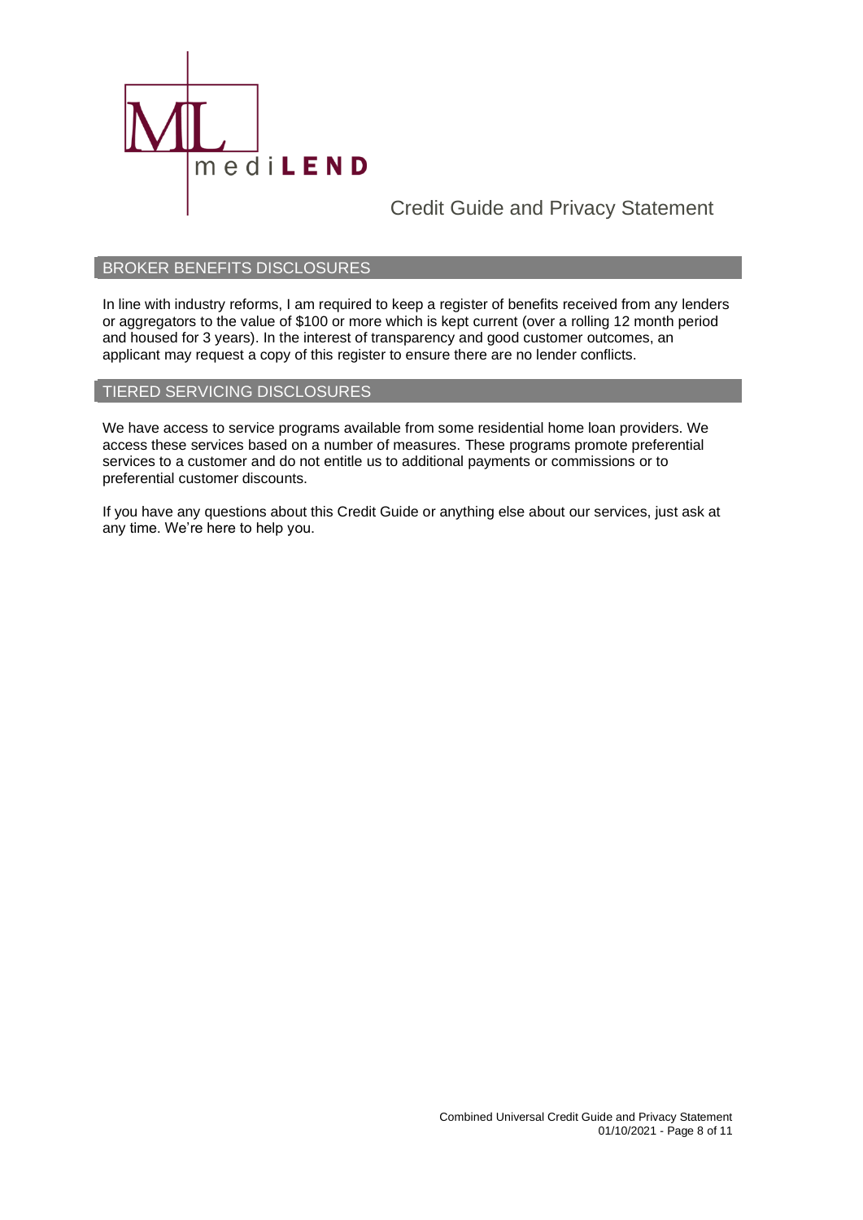## BROKER BENEFITS DISCLOSURES

In line with industry reforms, I am required to keep a register of benefits received from any lenders or aggregators to the value of $100 or more which is kept current (over a rolling 12 month period and housed for 3 years). In the interest of transparency and good customer outcomes, an applicant may request a copy of this register to ensure there are no lender conflicts.

## TIERED SERVICING DISCLOSURES

We have access to service programs available from some residential home loan providers. We access these services based on a number of measures. These programs promote preferential services to a customer and do not entitle us to additional payments or commissions or to preferential customer discounts.

If you have any questions about this Credit Guide or anything else about our services, just ask at any time. We're here to help you.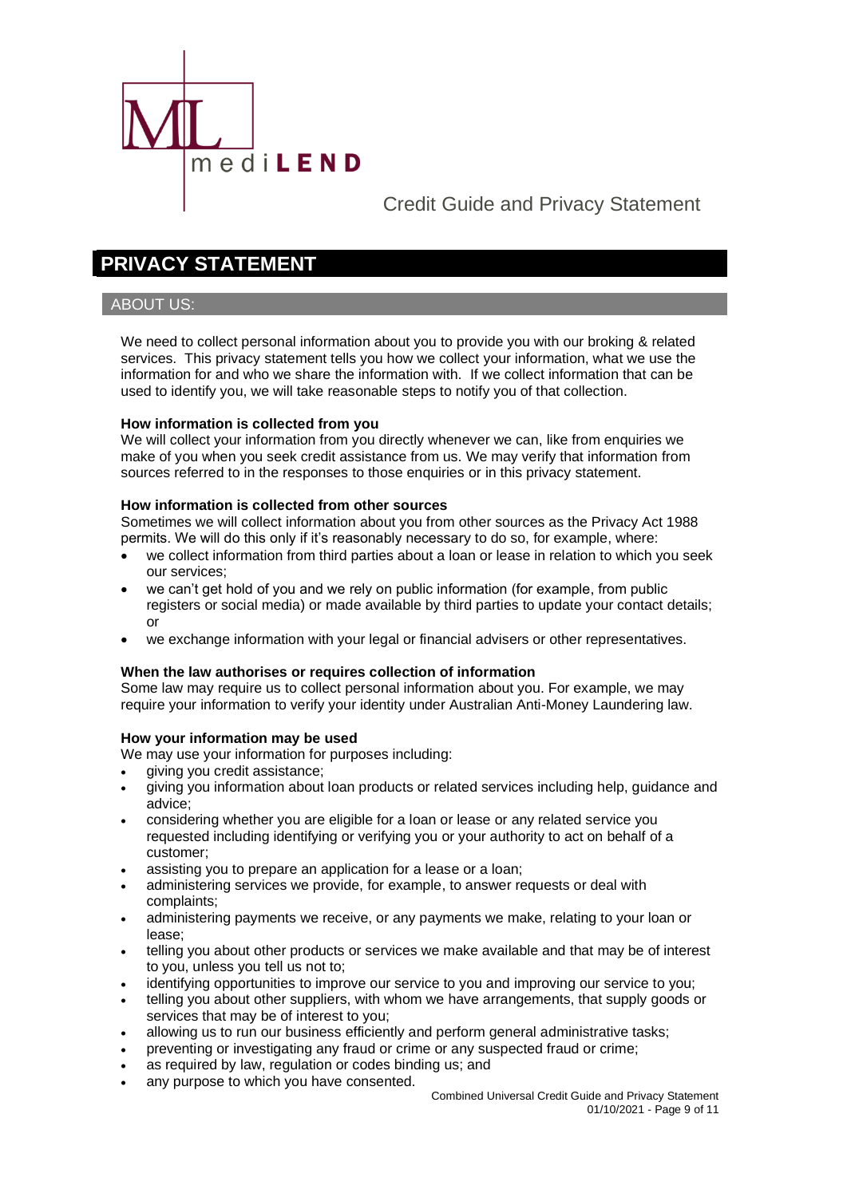# PRIVACY STATEMENT

## ABOUT US:

We need to collect personal information about you to provide you with our broking & related services. This privacy statement tells you how we collect your information, what we use the information for and who we share the information with. If we collect information that can be used to identify you, we will take reasonable steps to notify you of that collection.

**How information is collected from you**

We will collect your information from you directly whenever we can, like from enquiries we make of you when you seek credit assistance from us. We may verify that information from sources referred to in the responses to those enquiries or in this privacy statement.

**How information is collected from other sources**

Sometimes we will collect information about you from other sources as the Privacy Act 1988 permits. We will do this only if it's reasonably necessary to do so, for example, where:

- we collect information from third parties about a loan or lease in relation to which you seek our services;
- we can't get hold of you and we rely on public information (for example, from public registers or social media) or made available by third parties to update your contact details; or
- we exchange information with your legal or financial advisers or other representatives.

**When the law authorises or requires collection of information**

Some law may require us to collect personal information about you. For example, we may require your information to verify your identity under Australian Anti-Money Laundering law.

**How your information may be used**

We may use your information for purposes including:

- giving you credit assistance;
- giving you information about loan products or related services including help, guidance and advice;
- considering whether you are eligible for a loan or lease or any related service you requested including identifying or verifying you or your authority to act on behalf of a customer;
- assisting you to prepare an application for a lease or a loan;
- administering services we provide, for example, to answer requests or deal with complaints;
- administering payments we receive, or any payments we make, relating to your loan or lease;
- telling you about other products or services we make available and that may be of interest to you, unless you tell us not to;
- identifying opportunities to improve our service to you and improving our service to you;
- telling you about other suppliers, with whom we have arrangements, that supply goods or services that may be of interest to you;
- allowing us to run our business efficiently and perform general administrative tasks;
- preventing or investigating any fraud or crime or any suspected fraud or crime;
- as required by law, regulation or codes binding us; and
- any purpose to which you have consented.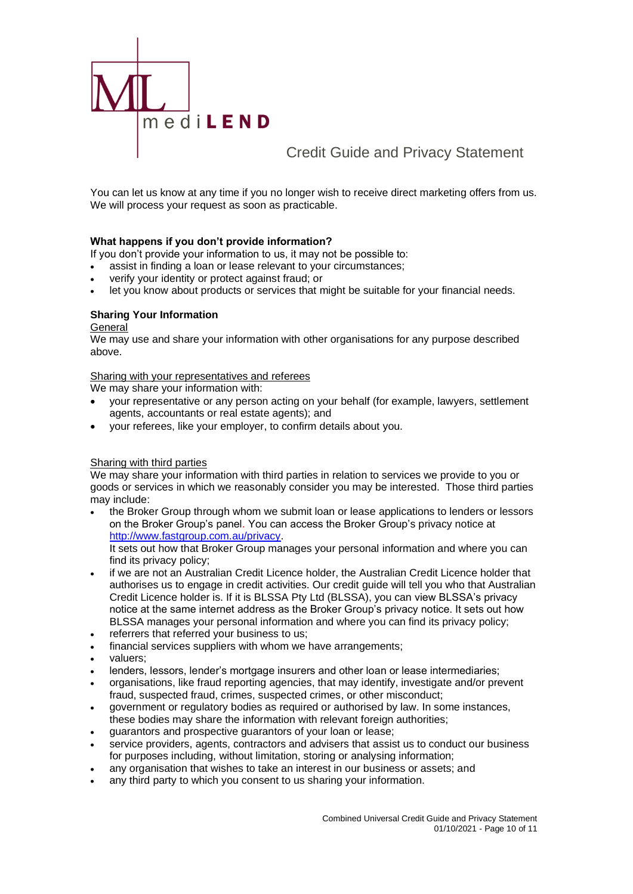You can let us know at any time if you no longer wish to receive direct marketing offers from us. We will process your request as soon as practicable.

**What happens if you don't provide information?**

If you don't provide your information to us, it may not be possible to:

- assist in finding a loan or lease relevant to your circumstances;
- verify your identity or protect against fraud; or
- let you know about products or services that might be suitable for your financial needs.

**Sharing Your Information**

General

We may use and share your information with other organisations for any purpose described above.

Sharing with your representatives and referees

We may share your information with:

- your representative or any person acting on your behalf (for example, lawyers, settlement agents, accountants or real estate agents); and
- your referees, like your employer, to confirm details about you.

Sharing with third parties

We may share your information with third parties in relation to services we provide to you or goods or services in which we reasonably consider you may be interested. Those third parties may include:

- the Broker Group through whom we submit loan or lease applications to lenders or lessors on the Broker Group's panel. You can access the Broker Group's privacy notice at http://www.fastgroup.com.au/privacy.
  It sets out how that Broker Group manages your personal information and where you can find its privacy policy;
- if we are not an Australian Credit Licence holder, the Australian Credit Licence holder that authorises us to engage in credit activities. Our credit guide will tell you who that Australian Credit Licence holder is. If it is BLSSA Pty Ltd (BLSSA), you can view BLSSA's privacy notice at the same internet address as the Broker Group's privacy notice. It sets out how BLSSA manages your personal information and where you can find its privacy policy;
- referrers that referred your business to us;
- financial services suppliers with whom we have arrangements;
- valuers;
- lenders, lessors, lender's mortgage insurers and other loan or lease intermediaries;
- organisations, like fraud reporting agencies, that may identify, investigate and/or prevent fraud, suspected fraud, crimes, suspected crimes, or other misconduct;
- government or regulatory bodies as required or authorised by law. In some instances, these bodies may share the information with relevant foreign authorities;
- guarantors and prospective guarantors of your loan or lease;
- service providers, agents, contractors and advisers that assist us to conduct our business for purposes including, without limitation, storing or analysing information;
- any organisation that wishes to take an interest in our business or assets; and
- any third party to which you consent to us sharing your information.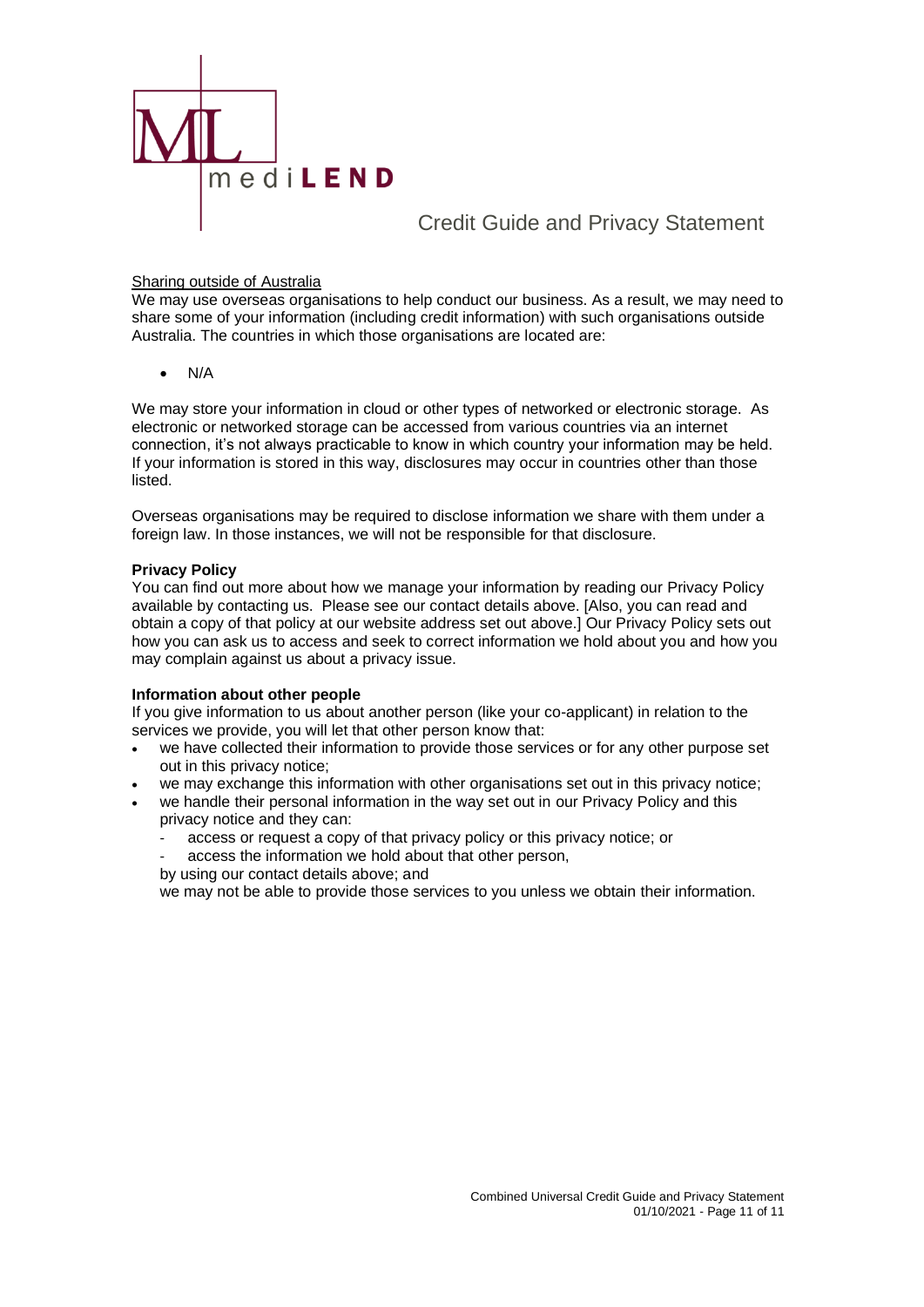Sharing outside of Australia

We may use overseas organisations to help conduct our business. As a result, we may need to share some of your information (including credit information) with such organisations outside Australia. The countries in which those organisations are located are:

- N/A

We may store your information in cloud or other types of networked or electronic storage. As electronic or networked storage can be accessed from various countries via an internet connection, it's not always practicable to know in which country your information may be held. If your information is stored in this way, disclosures may occur in countries other than those listed.

Overseas organisations may be required to disclose information we share with them under a foreign law. In those instances, we will not be responsible for that disclosure.

**Privacy Policy**

You can find out more about how we manage your information by reading our Privacy Policy available by contacting us. Please see our contact details above. [Also, you can read and obtain a copy of that policy at our website address set out above.] Our Privacy Policy sets out how you can ask us to access and seek to correct information we hold about you and how you may complain against us about a privacy issue.

**Information about other people**

If you give information to us about another person (like your co-applicant) in relation to the services we provide, you will let that other person know that:

- we have collected their information to provide those services or for any other purpose set out in this privacy notice;
- we may exchange this information with other organisations set out in this privacy notice;
- we handle their personal information in the way set out in our Privacy Policy and this privacy notice and they can:
  - access or request a copy of that privacy policy or this privacy notice; or
  - access the information we hold about that other person,

  by using our contact details above; and

  we may not be able to provide those services to you unless we obtain their information.